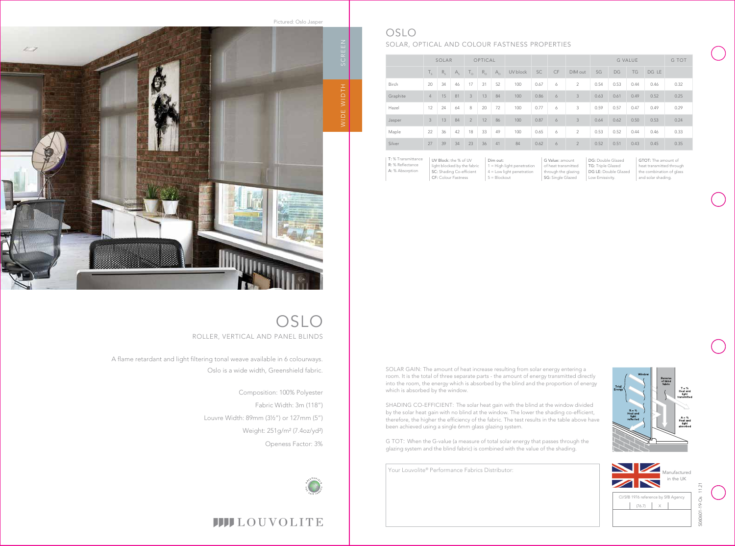Pictured: Oslo Jasper

SCREEN

WIDE WIDTH

# OSLO

ROLLER, VERTICAL AND PANEL BLINDS

A flame retardant and light filtering tonal weave available in 6 colourways.
Oslo is a wide width, Greenshield fabric.

Composition: 100% Polyester

Fabric Width: 3m (118")

Louvre Width: 89mm (3½") or 127mm (5")

Weight: 251g/m² (7.4oz/yd²)

Openess Factor: 3%

LOUVOLITE

# OSLO

## SOLAR, OPTICAL AND COLOUR FASTNESS PROPERTIES

| | SOLAR | | | OPTICAL | | | | | | | G VALUE | | | | G TOT |
|---|---|---|---|---|---|---|---|---|---|---|---|---|---|---|---|
| | $T_S$ | $R_S$ | $A_S$ | $T_O$ | $R_O$ | $A_O$ | UV block | SC | CF | DIM out | SG | DG | TG | DG LE | |
| Birch | 20 | 34 | 46 | 17 | 31 | 52 | 100 | 0.67 | 6 | 2 | 0.54 | 0.53 | 0.44 | 0.46 | 0.32 |
| Graphite | 4 | 15 | 81 | 3 | 13 | 84 | 100 | 0.86 | 6 | 3 | 0.63 | 0.61 | 0.49 | 0.52 | 0.25 |
| Hazel | 12 | 24 | 64 | 8 | 20 | 72 | 100 | 0.77 | 6 | 3 | 0.59 | 0.57 | 0.47 | 0.49 | 0.29 |
| Jasper | 3 | 13 | 84 | 2 | 12 | 86 | 100 | 0.87 | 6 | 3 | 0.64 | 0.62 | 0.50 | 0.53 | 0.24 |
| Maple | 22 | 36 | 42 | 18 | 33 | 49 | 100 | 0.65 | 6 | 2 | 0.53 | 0.52 | 0.44 | 0.46 | 0.33 |
| Silver | 27 | 39 | 34 | 23 | 36 | 41 | 84 | 0.62 | 6 | 2 | 0.52 | 0.51 | 0.43 | 0.45 | 0.35 |

**T:** % Transmittance
**R:** % Reflectance
**A:** % Absorption

**UV Block:** the % of UV light blocked by the fabric
**SC:** Shading Co-efficient
**CF:** Colour Fastness

**Dim out:**
1 = High light penetration
4 = Low light penetration
5 = Blockout

**G Value:** amount of heat transmitted through the glazing
**SG:** Single Glazed

**DG:** Double Glazed
**TG:** Triple Glazed
**DG LE:** Double Glazed Low Emissivity.

**GTOT:** The amount of heat transmitted through the combination of glass and solar shading.

SOLAR GAIN: The amount of heat increase resulting from solar energy entering a room. It is the total of three separate parts - the amount of energy transmitted directly into the room, the energy which is absorbed by the blind and the proportion of energy which is absorbed by the window.

SHADING CO-EFFICIENT: The solar heat gain with the blind at the window divided by the solar heat gain with no blind at the window. The lower the shading co-efficient, therefore, the higher the efficiency of the fabric. The test results in the table above have been achieved using a single 6mm glass glazing system.

G TOT: When the G-value (a measure of total solar energy that passes through the glazing system and the blind fabric) is combined with the value of the shading.

Window | Reverse of blind fabric | Total Energy | T = % Heat and light transmitted | R = % Heat and light reflected | A = % Heat and light absorbed

Your Louvolite® Performance Fabrics Distributor:

Manufactured in the UK

CI/SfB 1976 reference by SfB Agency

| (76.7) | X | |
|---|---|---|

S06061-19-Os 11.21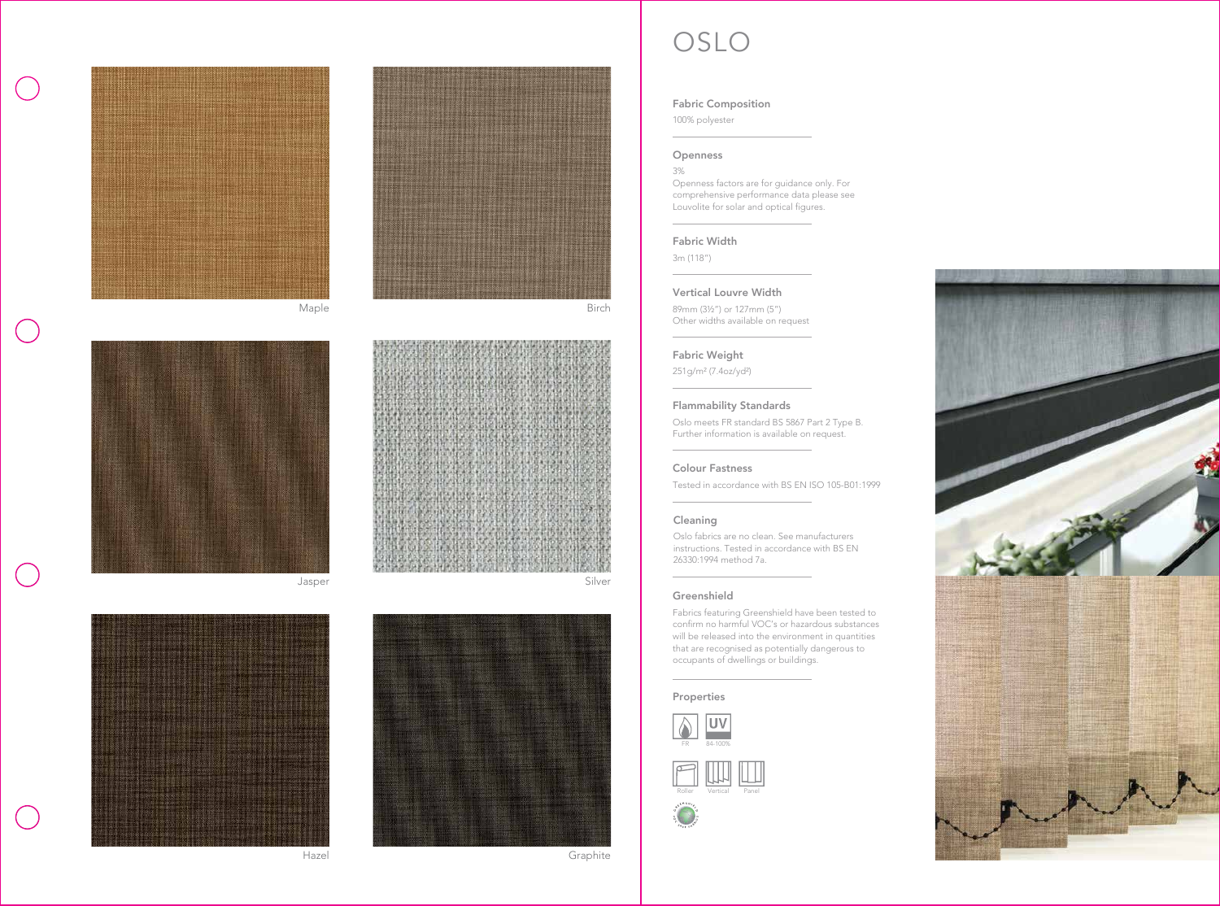Maple

Birch

Jasper

Silver

Hazel

Graphite

# OSLO

### Fabric Composition

100% polyester

### Openness

3%

Openness factors are for guidance only. For comprehensive performance data please see Louvolite for solar and optical figures.

### Fabric Width

3m (118")

### Vertical Louvre Width

89mm (3½") or 127mm (5")
Other widths available on request

### Fabric Weight

251g/m² (7.4oz/yd²)

### Flammability Standards

Oslo meets FR standard BS 5867 Part 2 Type B. Further information is available on request.

### Colour Fastness

Tested in accordance with BS EN ISO 105-B01:1999

### Cleaning

Oslo fabrics are no clean. See manufacturers instructions. Tested in accordance with BS EN 26330:1994 method 7a.

### Greenshield

Fabrics featuring Greenshield have been tested to confirm no harmful VOC's or hazardous substances will be released into the environment in quantities that are recognised as potentially dangerous to occupants of dwellings or buildings.

### Properties

FR

UV 84-100%

Roller

Vertical

Panel